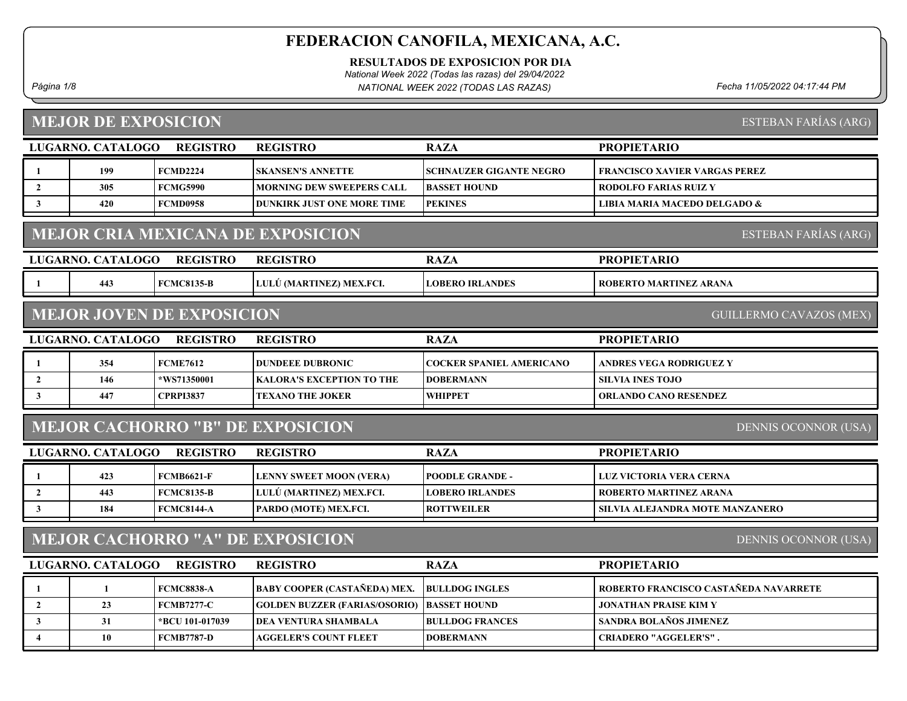# FEDERACION CANOFILA, MEXICANA, A.C.

**RESULTADOS DE EXPOSICION POR DIA**

*National Week 2022 (Todas las razas) del 29/04/2022*

*NATIONAL WEEK 2022 (TODAS LAS RAZAS)*

*Fecha 11/05/2022 04:17:44 PM*

## MEJOR DE EXPOSICION

ESTEBAN FARÍAS (ARG)

| LUGAR | NO. CATALOGO | REGISTRO | REGISTRO | RAZA | PROPIETARIO |
|---|---|---|---|---|---|
| 1 | 199 | FCMD2224 | SKANSEN'S ANNETTE | SCHNAUZER GIGANTE NEGRO | FRANCISCO XAVIER VARGAS PEREZ |
| 2 | 305 | FCMG5990 | MORNING DEW SWEEPERS CALL | BASSET HOUND | RODOLFO FARIAS RUIZ Y |
| 3 | 420 | FCMD0958 | DUNKIRK JUST ONE MORE TIME | PEKINES | LIBIA MARIA MACEDO DELGADO & |

## MEJOR CRIA MEXICANA DE EXPOSICION

ESTEBAN FARÍAS (ARG)

| LUGAR | NO. CATALOGO | REGISTRO | REGISTRO | RAZA | PROPIETARIO |
|---|---|---|---|---|---|
| 1 | 443 | FCMC8135-B | LULÚ (MARTINEZ) MEX.FCI. | LOBERO IRLANDES | ROBERTO MARTINEZ ARANA |

## MEJOR JOVEN DE EXPOSICION

GUILLERMO CAVAZOS (MEX)

| LUGAR | NO. CATALOGO | REGISTRO | REGISTRO | RAZA | PROPIETARIO |
|---|---|---|---|---|---|
| 1 | 354 | FCME7612 | DUNDEEE DUBRONIC | COCKER SPANIEL AMERICANO | ANDRES VEGA RODRIGUEZ Y |
| 2 | 146 | *WS71350001 | KALORA'S EXCEPTION TO THE | DOBERMANN | SILVIA INES TOJO |
| 3 | 447 | CPRPI3837 | TEXANO THE JOKER | WHIPPET | ORLANDO CANO RESENDEZ |

## MEJOR CACHORRO "B" DE EXPOSICION

DENNIS OCONNOR (USA)

| LUGAR | NO. CATALOGO | REGISTRO | REGISTRO | RAZA | PROPIETARIO |
|---|---|---|---|---|---|
| 1 | 423 | FCMB6621-F | LENNY SWEET MOON (VERA) | POODLE GRANDE - | LUZ VICTORIA VERA CERNA |
| 2 | 443 | FCMC8135-B | LULÚ (MARTINEZ) MEX.FCI. | LOBERO IRLANDES | ROBERTO MARTINEZ ARANA |
| 3 | 184 | FCMC8144-A | PARDO (MOTE) MEX.FCI. | ROTTWEILER | SILVIA ALEJANDRA MOTE MANZANERO |

## MEJOR CACHORRO "A" DE EXPOSICION

DENNIS OCONNOR (USA)

| LUGAR | NO. CATALOGO | REGISTRO | REGISTRO | RAZA | PROPIETARIO |
|---|---|---|---|---|---|
| 1 | 1 | FCMC8838-A | BABY COOPER (CASTAÑEDA) MEX. | BULLDOG INGLES | ROBERTO FRANCISCO CASTAÑEDA NAVARRETE |
| 2 | 23 | FCMB7277-C | GOLDEN BUZZER (FARIAS/OSORIO) | BASSET HOUND | JONATHAN PRAISE KIM Y |
| 3 | 31 | *BCU 101-017039 | DEA VENTURA SHAMBALA | BULLDOG FRANCES | SANDRA BOLAÑOS JIMENEZ |
| 4 | 10 | FCMB7787-D | AGGELER'S COUNT FLEET | DOBERMANN | CRIADERO "AGGELER'S" . |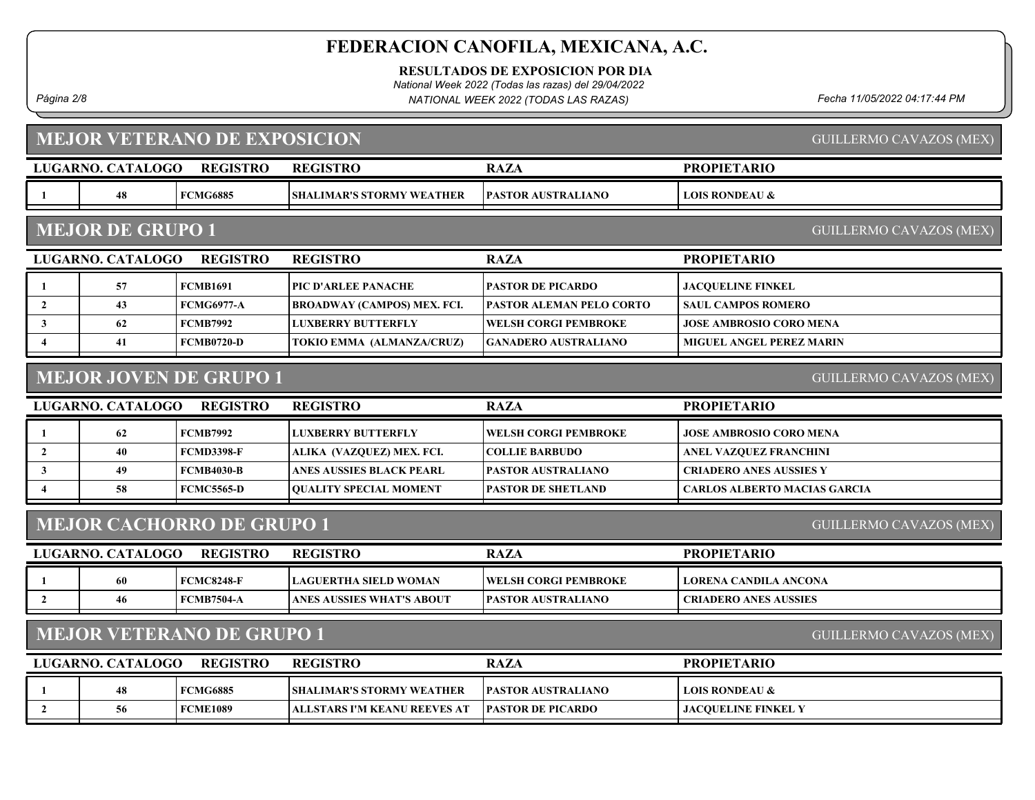# FEDERACION CANOFILA, MEXICANA, A.C.

**RESULTADOS DE EXPOSICION POR DIA**

*National Week 2022 (Todas las razas) del 29/04/2022*

*NATIONAL WEEK 2022 (TODAS LAS RAZAS)*

*Fecha 11/05/2022 04:17:44 PM*

## MEJOR VETERANO DE EXPOSICION

GUILLERMO CAVAZOS (MEX)

| LUGAR | NO. CATALOGO | REGISTRO | REGISTRO | RAZA | PROPIETARIO |
|---|---|---|---|---|---|
| 1 | 48 | FCMG6885 | SHALIMAR'S STORMY WEATHER | PASTOR AUSTRALIANO | LOIS RONDEAU & |

## MEJOR DE GRUPO 1

GUILLERMO CAVAZOS (MEX)

| LUGAR | NO. CATALOGO | REGISTRO | REGISTRO | RAZA | PROPIETARIO |
|---|---|---|---|---|---|
| 1 | 57 | FCMB1691 | PIC D'ARLEE PANACHE | PASTOR DE PICARDO | JACQUELINE FINKEL |
| 2 | 43 | FCMG6977-A | BROADWAY (CAMPOS) MEX. FCI. | PASTOR ALEMAN PELO CORTO | SAUL CAMPOS ROMERO |
| 3 | 62 | FCMB7992 | LUXBERRY BUTTERFLY | WELSH CORGI PEMBROKE | JOSE AMBROSIO CORO MENA |
| 4 | 41 | FCMB0720-D | TOKIO EMMA (ALMANZA/CRUZ) | GANADERO AUSTRALIANO | MIGUEL ANGEL PEREZ MARIN |

## MEJOR JOVEN DE GRUPO 1

GUILLERMO CAVAZOS (MEX)

| LUGAR | NO. CATALOGO | REGISTRO | REGISTRO | RAZA | PROPIETARIO |
|---|---|---|---|---|---|
| 1 | 62 | FCMB7992 | LUXBERRY BUTTERFLY | WELSH CORGI PEMBROKE | JOSE AMBROSIO CORO MENA |
| 2 | 40 | FCMD3398-F | ALIKA (VAZQUEZ) MEX. FCI. | COLLIE BARBUDO | ANEL VAZQUEZ FRANCHINI |
| 3 | 49 | FCMB4030-B | ANES AUSSIES BLACK PEARL | PASTOR AUSTRALIANO | CRIADERO ANES AUSSIES Y |
| 4 | 58 | FCMC5565-D | QUALITY SPECIAL MOMENT | PASTOR DE SHETLAND | CARLOS ALBERTO MACIAS GARCIA |

## MEJOR CACHORRO DE GRUPO 1

GUILLERMO CAVAZOS (MEX)

| LUGAR | NO. CATALOGO | REGISTRO | REGISTRO | RAZA | PROPIETARIO |
|---|---|---|---|---|---|
| 1 | 60 | FCMC8248-F | LAGUERTHA SIELD WOMAN | WELSH CORGI PEMBROKE | LORENA CANDILA ANCONA |
| 2 | 46 | FCMB7504-A | ANES AUSSIES WHAT'S ABOUT | PASTOR AUSTRALIANO | CRIADERO ANES AUSSIES |

## MEJOR VETERANO DE GRUPO 1

GUILLERMO CAVAZOS (MEX)

| LUGAR | NO. CATALOGO | REGISTRO | REGISTRO | RAZA | PROPIETARIO |
|---|---|---|---|---|---|
| 1 | 48 | FCMG6885 | SHALIMAR'S STORMY WEATHER | PASTOR AUSTRALIANO | LOIS RONDEAU & |
| 2 | 56 | FCME1089 | ALLSTARS I'M KEANU REEVES AT | PASTOR DE PICARDO | JACQUELINE FINKEL Y |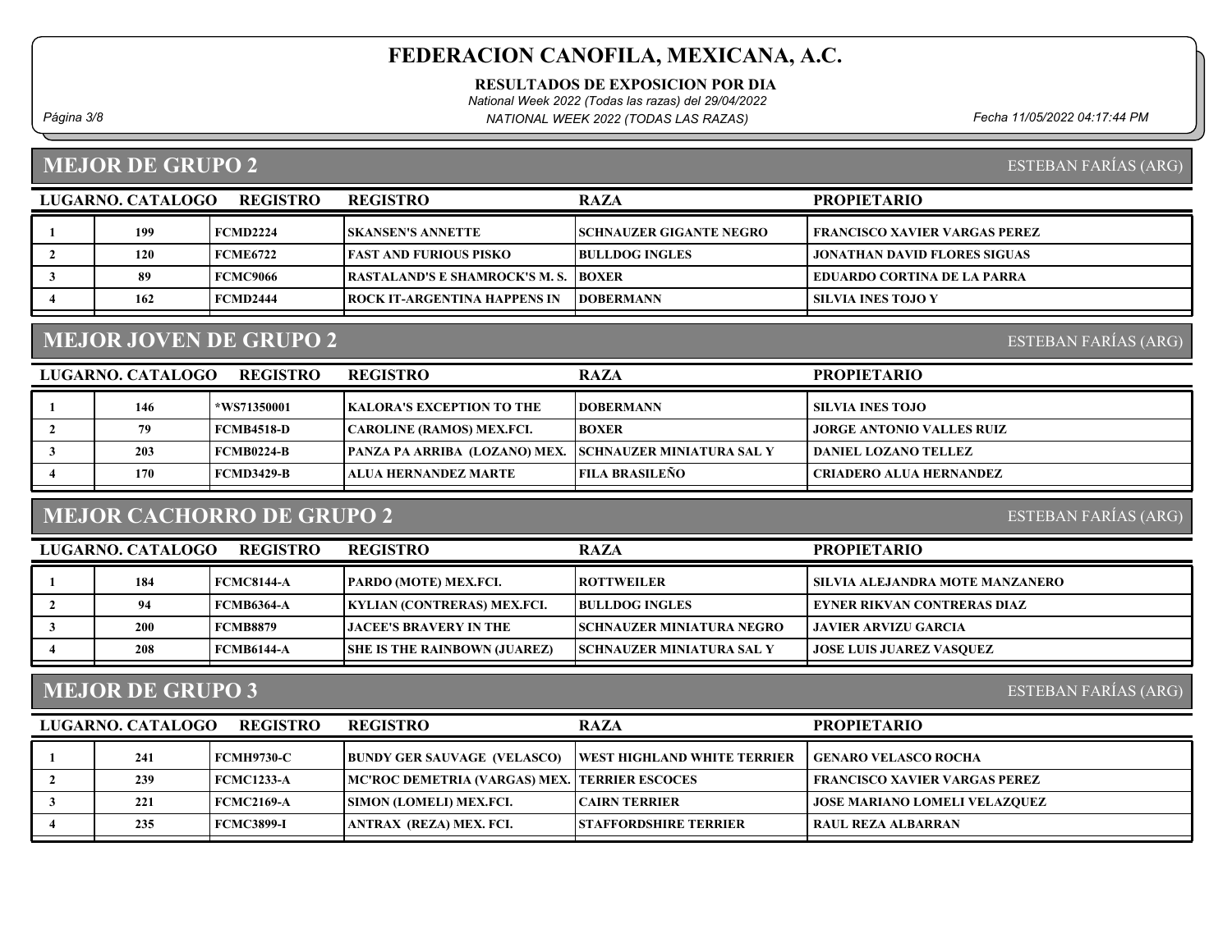# FEDERACION CANOFILA, MEXICANA, A.C.

**RESULTADOS DE EXPOSICION POR DIA**

*National Week 2022 (Todas las razas) del 29/04/2022*

*NATIONAL WEEK 2022 (TODAS LAS RAZAS)*

*Fecha 11/05/2022 04:17:44 PM*

## MEJOR DE GRUPO 2

ESTEBAN FARÍAS (ARG)

| LUGAR | NO. CATALOGO | REGISTRO | REGISTRO | RAZA | PROPIETARIO |
|---|---|---|---|---|---|
| 1 | 199 | FCMD2224 | SKANSEN'S ANNETTE | SCHNAUZER GIGANTE NEGRO | FRANCISCO XAVIER VARGAS PEREZ |
| 2 | 120 | FCME6722 | FAST AND FURIOUS PISKO | BULLDOG INGLES | JONATHAN DAVID FLORES SIGUAS |
| 3 | 89 | FCMC9066 | RASTALAND'S E SHAMROCK'S M. S. | BOXER | EDUARDO CORTINA DE LA PARRA |
| 4 | 162 | FCMD2444 | ROCK IT-ARGENTINA HAPPENS IN | DOBERMANN | SILVIA INES TOJO Y |

## MEJOR JOVEN DE GRUPO 2

ESTEBAN FARÍAS (ARG)

| LUGAR | NO. CATALOGO | REGISTRO | REGISTRO | RAZA | PROPIETARIO |
|---|---|---|---|---|---|
| 1 | 146 | *WS71350001 | KALORA'S EXCEPTION TO THE | DOBERMANN | SILVIA INES TOJO |
| 2 | 79 | FCMB4518-D | CAROLINE (RAMOS) MEX.FCI. | BOXER | JORGE ANTONIO VALLES RUIZ |
| 3 | 203 | FCMB0224-B | PANZA PA ARRIBA (LOZANO) MEX. | SCHNAUZER MINIATURA SAL Y | DANIEL LOZANO TELLEZ |
| 4 | 170 | FCMD3429-B | ALUA HERNANDEZ MARTE | FILA BRASILEÑO | CRIADERO ALUA HERNANDEZ |

## MEJOR CACHORRO DE GRUPO 2

ESTEBAN FARÍAS (ARG)

| LUGAR | NO. CATALOGO | REGISTRO | REGISTRO | RAZA | PROPIETARIO |
|---|---|---|---|---|---|
| 1 | 184 | FCMC8144-A | PARDO (MOTE) MEX.FCI. | ROTTWEILER | SILVIA ALEJANDRA MOTE MANZANERO |
| 2 | 94 | FCMB6364-A | KYLIAN (CONTRERAS) MEX.FCI. | BULLDOG INGLES | EYNER RIKVAN CONTRERAS DIAZ |
| 3 | 200 | FCMB8879 | JACEE'S BRAVERY IN THE | SCHNAUZER MINIATURA NEGRO | JAVIER ARVIZU GARCIA |
| 4 | 208 | FCMB6144-A | SHE IS THE RAINBOW (JUAREZ) | SCHNAUZER MINIATURA SAL Y | JOSE LUIS JUAREZ VASQUEZ |

## MEJOR DE GRUPO 3

ESTEBAN FARÍAS (ARG)

| LUGAR | NO. CATALOGO | REGISTRO | REGISTRO | RAZA | PROPIETARIO |
|---|---|---|---|---|---|
| 1 | 241 | FCMH9730-C | BUNDY GER SAUVAGE (VELASCO) | WEST HIGHLAND WHITE TERRIER | GENARO VELASCO ROCHA |
| 2 | 239 | FCMC1233-A | MC'ROC DEMETRIA (VARGAS) MEX. | TERRIER ESCOCES | FRANCISCO XAVIER VARGAS PEREZ |
| 3 | 221 | FCMC2169-A | SIMON (LOMELI) MEX.FCI. | CAIRN TERRIER | JOSE MARIANO LOMELI VELAZQUEZ |
| 4 | 235 | FCMC3899-I | ANTRAX (REZA) MEX. FCI. | STAFFORDSHIRE TERRIER | RAUL REZA ALBARRAN |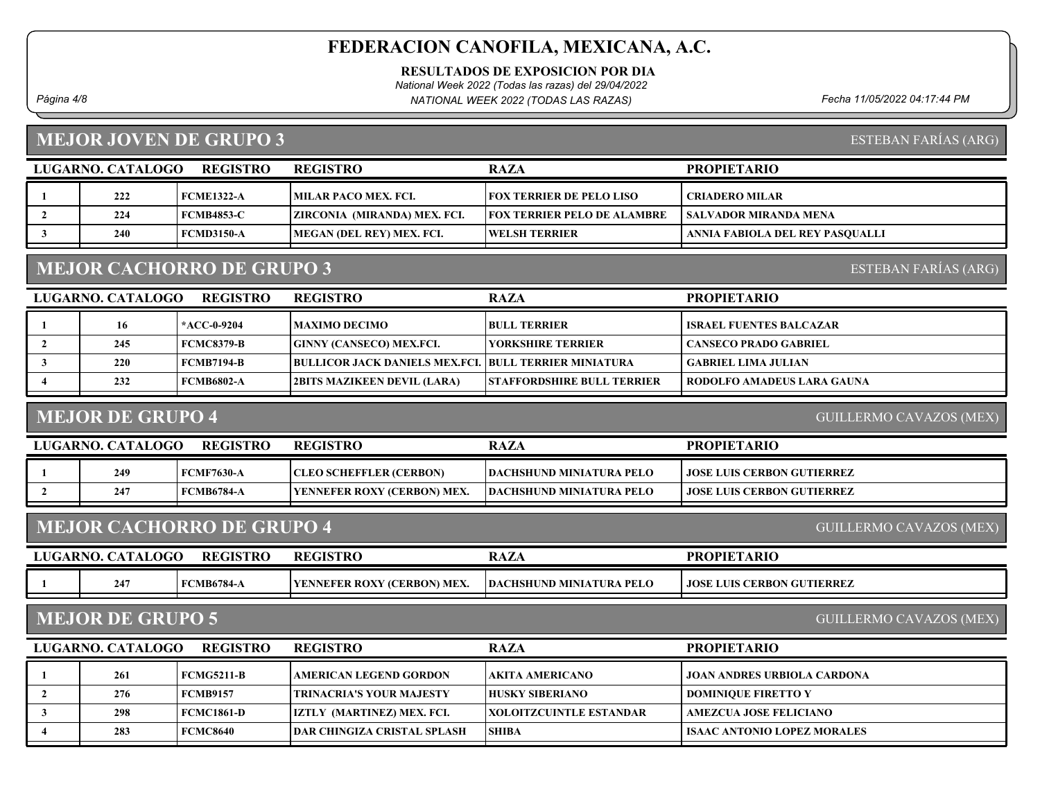## MEJOR JOVEN DE GRUPO 3

ESTEBAN FARÍAS (ARG)

| LUGAR | NO. CATALOGO | REGISTRO | REGISTRO | RAZA | PROPIETARIO |
|---|---|---|---|---|---|
| 1 | 222 | FCME1322-A | MILAR PACO MEX. FCI. | FOX TERRIER DE PELO LISO | CRIADERO MILAR |
| 2 | 224 | FCMB4853-C | ZIRCONIA (MIRANDA) MEX. FCI. | FOX TERRIER PELO DE ALAMBRE | SALVADOR MIRANDA MENA |
| 3 | 240 | FCMD3150-A | MEGAN (DEL REY) MEX. FCI. | WELSH TERRIER | ANNIA FABIOLA DEL REY PASQUALLI |

## MEJOR CACHORRO DE GRUPO 3

ESTEBAN FARÍAS (ARG)

| LUGAR | NO. CATALOGO | REGISTRO | REGISTRO | RAZA | PROPIETARIO |
|---|---|---|---|---|---|
| 1 | 16 | *ACC-0-9204 | MAXIMO DECIMO | BULL TERRIER | ISRAEL FUENTES BALCAZAR |
| 2 | 245 | FCMC8379-B | GINNY (CANSECO) MEX.FCI. | YORKSHIRE TERRIER | CANSECO PRADO GABRIEL |
| 3 | 220 | FCMB7194-B | BULLICOR JACK DANIELS MEX.FCI. | BULL TERRIER MINIATURA | GABRIEL LIMA JULIAN |
| 4 | 232 | FCMB6802-A | 2BITS MAZIKEEN DEVIL (LARA) | STAFFORDSHIRE BULL TERRIER | RODOLFO AMADEUS LARA GAUNA |

## MEJOR DE GRUPO 4

GUILLERMO CAVAZOS (MEX)

| LUGAR | NO. CATALOGO | REGISTRO | REGISTRO | RAZA | PROPIETARIO |
|---|---|---|---|---|---|
| 1 | 249 | FCMF7630-A | CLEO SCHEFFLER (CERBON) | DACHSHUND MINIATURA PELO | JOSE LUIS CERBON GUTIERREZ |
| 2 | 247 | FCMB6784-A | YENNEFER ROXY (CERBON) MEX. | DACHSHUND MINIATURA PELO | JOSE LUIS CERBON GUTIERREZ |

## MEJOR CACHORRO DE GRUPO 4

GUILLERMO CAVAZOS (MEX)

| LUGAR | NO. CATALOGO | REGISTRO | REGISTRO | RAZA | PROPIETARIO |
|---|---|---|---|---|---|
| 1 | 247 | FCMB6784-A | YENNEFER ROXY (CERBON) MEX. | DACHSHUND MINIATURA PELO | JOSE LUIS CERBON GUTIERREZ |

## MEJOR DE GRUPO 5

GUILLERMO CAVAZOS (MEX)

| LUGAR | NO. CATALOGO | REGISTRO | REGISTRO | RAZA | PROPIETARIO |
|---|---|---|---|---|---|
| 1 | 261 | FCMG5211-B | AMERICAN LEGEND GORDON | AKITA AMERICANO | JOAN ANDRES URBIOLA CARDONA |
| 2 | 276 | FCMB9157 | TRINACRIA'S YOUR MAJESTY | HUSKY SIBERIANO | DOMINIQUE FIRETTO Y |
| 3 | 298 | FCMC1861-D | IZTLY (MARTINEZ) MEX. FCI. | XOLOITZCUINTLE ESTANDAR | AMEZCUA JOSE FELICIANO |
| 4 | 283 | FCMC8640 | DAR CHINGIZA CRISTAL SPLASH | SHIBA | ISAAC ANTONIO LOPEZ MORALES |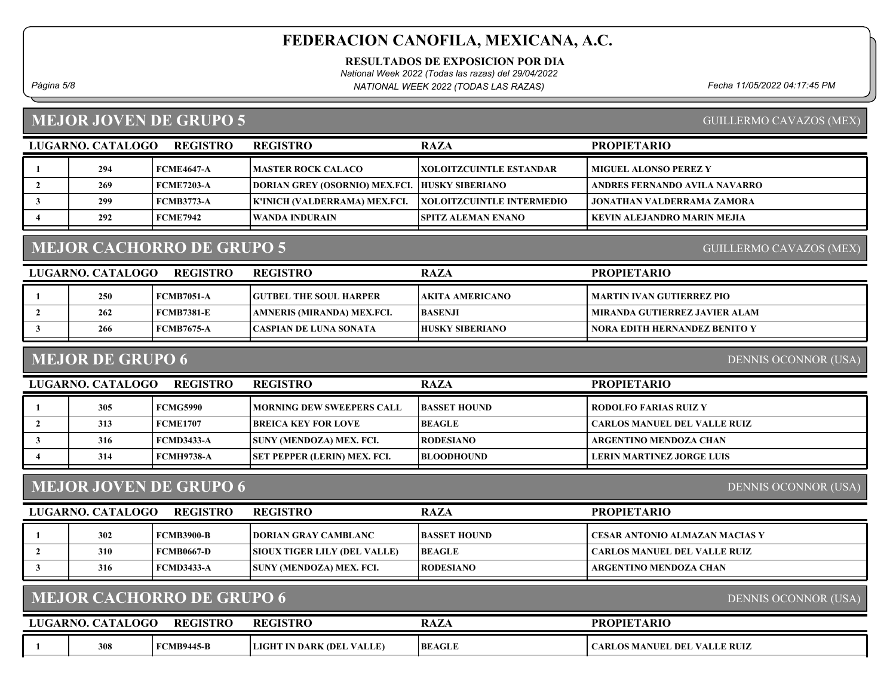# FEDERACION CANOFILA, MEXICANA, A.C.

**RESULTADOS DE EXPOSICION POR DIA**

*National Week 2022 (Todas las razas) del 29/04/2022*

*NATIONAL WEEK 2022 (TODAS LAS RAZAS)*

## MEJOR JOVEN DE GRUPO 5

GUILLERMO CAVAZOS (MEX)

| LUGAR | NO. CATALOGO | REGISTRO | REGISTRO | RAZA | PROPIETARIO |
|---|---|---|---|---|---|
| 1 | 294 | FCME4647-A | MASTER ROCK CALACO | XOLOITZCUINTLE ESTANDAR | MIGUEL ALONSO PEREZ Y |
| 2 | 269 | FCME7203-A | DORIAN GREY (OSORNIO) MEX.FCI. | HUSKY SIBERIANO | ANDRES FERNANDO AVILA NAVARRO |
| 3 | 299 | FCMB3773-A | K'INICH (VALDERRAMA) MEX.FCI. | XOLOITZCUINTLE INTERMEDIO | JONATHAN VALDERRAMA ZAMORA |
| 4 | 292 | FCME7942 | WANDA INDURAIN | SPITZ ALEMAN ENANO | KEVIN ALEJANDRO MARIN MEJIA |

## MEJOR CACHORRO DE GRUPO 5

GUILLERMO CAVAZOS (MEX)

| LUGAR | NO. CATALOGO | REGISTRO | REGISTRO | RAZA | PROPIETARIO |
|---|---|---|---|---|---|
| 1 | 250 | FCMB7051-A | GUTBEL THE SOUL HARPER | AKITA AMERICANO | MARTIN IVAN GUTIERREZ PIO |
| 2 | 262 | FCMB7381-E | AMNERIS (MIRANDA) MEX.FCI. | BASENJI | MIRANDA GUTIERREZ JAVIER ALAM |
| 3 | 266 | FCMB7675-A | CASPIAN DE LUNA SONATA | HUSKY SIBERIANO | NORA EDITH HERNANDEZ BENITO Y |

## MEJOR DE GRUPO 6

DENNIS OCONNOR (USA)

| LUGAR | NO. CATALOGO | REGISTRO | REGISTRO | RAZA | PROPIETARIO |
|---|---|---|---|---|---|
| 1 | 305 | FCMG5990 | MORNING DEW SWEEPERS CALL | BASSET HOUND | RODOLFO FARIAS RUIZ Y |
| 2 | 313 | FCME1707 | BREICA KEY FOR LOVE | BEAGLE | CARLOS MANUEL DEL VALLE RUIZ |
| 3 | 316 | FCMD3433-A | SUNY (MENDOZA) MEX. FCI. | RODESIANO | ARGENTINO MENDOZA CHAN |
| 4 | 314 | FCMH9738-A | SET PEPPER (LERIN) MEX. FCI. | BLOODHOUND | LERIN MARTINEZ JORGE LUIS |

## MEJOR JOVEN DE GRUPO 6

DENNIS OCONNOR (USA)

| LUGAR | NO. CATALOGO | REGISTRO | REGISTRO | RAZA | PROPIETARIO |
|---|---|---|---|---|---|
| 1 | 302 | FCMB3900-B | DORIAN GRAY CAMBLANC | BASSET HOUND | CESAR ANTONIO ALMAZAN MACIAS Y |
| 2 | 310 | FCMB0667-D | SIOUX TIGER LILY (DEL VALLE) | BEAGLE | CARLOS MANUEL DEL VALLE RUIZ |
| 3 | 316 | FCMD3433-A | SUNY (MENDOZA) MEX. FCI. | RODESIANO | ARGENTINO MENDOZA CHAN |

## MEJOR CACHORRO DE GRUPO 6

DENNIS OCONNOR (USA)

| LUGAR | NO. CATALOGO | REGISTRO | REGISTRO | RAZA | PROPIETARIO |
|---|---|---|---|---|---|
| 1 | 308 | FCMB9445-B | LIGHT IN DARK (DEL VALLE) | BEAGLE | CARLOS MANUEL DEL VALLE RUIZ |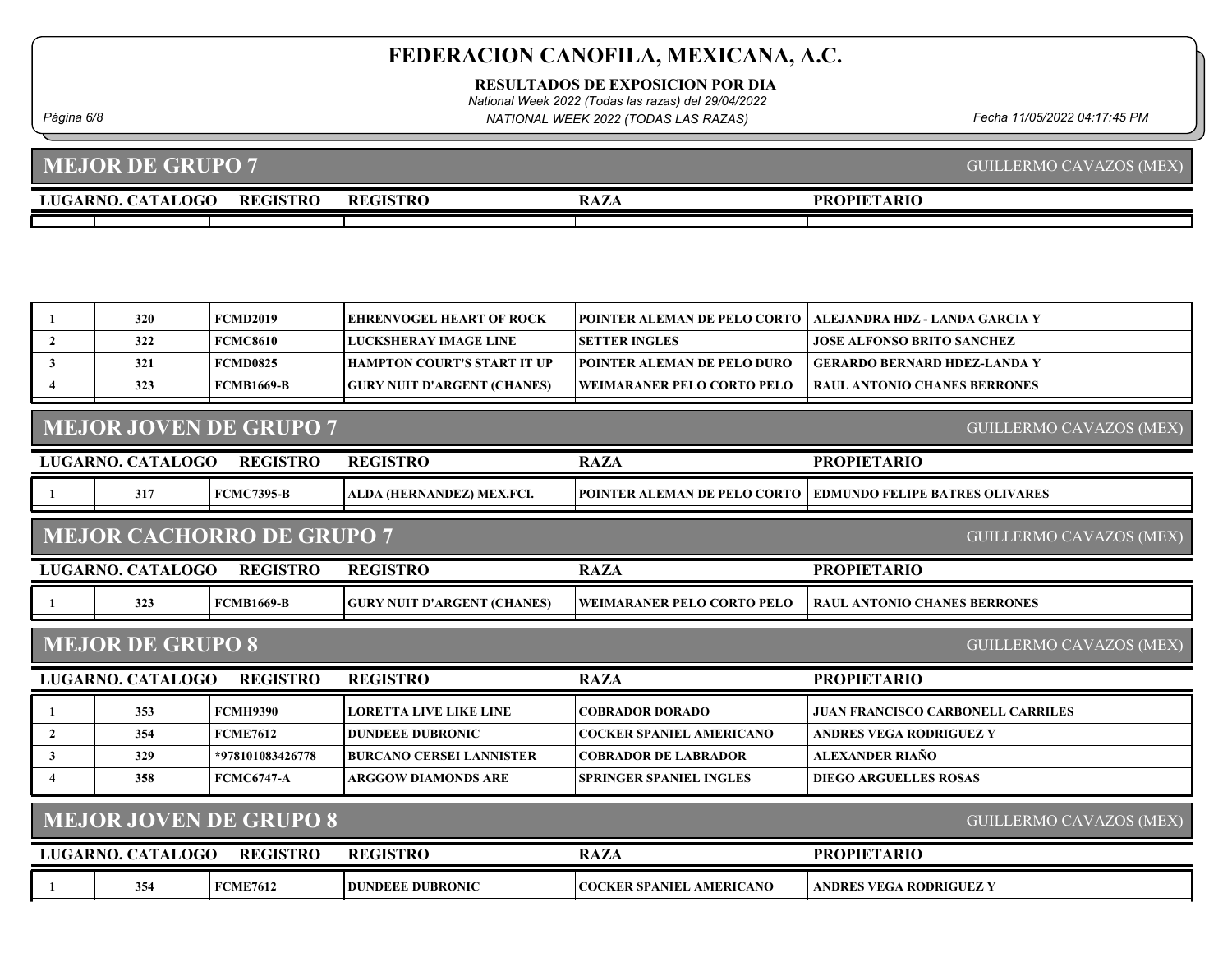# FEDERACION CANOFILA, MEXICANA, A.C.

**RESULTADOS DE EXPOSICION POR DIA**

*National Week 2022 (Todas las razas) del 29/04/2022*

*NATIONAL WEEK 2022 (TODAS LAS RAZAS)*

*Fecha 11/05/2022 04:17:45 PM*

## MEJOR DE GRUPO 7

GUILLERMO CAVAZOS (MEX)

| LUGAR | NO. CATALOGO | REGISTRO | REGISTRO | RAZA | PROPIETARIO |
|---|---|---|---|---|---|
| 1 | 320 | FCMD2019 | EHRENVOGEL HEART OF ROCK | POINTER ALEMAN DE PELO CORTO | ALEJANDRA HDZ - LANDA GARCIA Y |
| 2 | 322 | FCMC8610 | LUCKSHERAY IMAGE LINE | SETTER INGLES | JOSE ALFONSO BRITO SANCHEZ |
| 3 | 321 | FCMD0825 | HAMPTON COURT'S START IT UP | POINTER ALEMAN DE PELO DURO | GERARDO BERNARD HDEZ-LANDA Y |
| 4 | 323 | FCMB1669-B | GURY NUIT D'ARGENT (CHANES) | WEIMARANER PELO CORTO PELO | RAUL ANTONIO CHANES BERRONES |

## MEJOR JOVEN DE GRUPO 7

GUILLERMO CAVAZOS (MEX)

| LUGAR | NO. CATALOGO | REGISTRO | REGISTRO | RAZA | PROPIETARIO |
|---|---|---|---|---|---|
| 1 | 317 | FCMC7395-B | ALDA (HERNANDEZ) MEX.FCI. | POINTER ALEMAN DE PELO CORTO | EDMUNDO FELIPE BATRES OLIVARES |

## MEJOR CACHORRO DE GRUPO 7

GUILLERMO CAVAZOS (MEX)

| LUGAR | NO. CATALOGO | REGISTRO | REGISTRO | RAZA | PROPIETARIO |
|---|---|---|---|---|---|
| 1 | 323 | FCMB1669-B | GURY NUIT D'ARGENT (CHANES) | WEIMARANER PELO CORTO PELO | RAUL ANTONIO CHANES BERRONES |

## MEJOR DE GRUPO 8

GUILLERMO CAVAZOS (MEX)

| LUGAR | NO. CATALOGO | REGISTRO | REGISTRO | RAZA | PROPIETARIO |
|---|---|---|---|---|---|
| 1 | 353 | FCMH9390 | LORETTA LIVE LIKE LINE | COBRADOR DORADO | JUAN FRANCISCO CARBONELL CARRILES |
| 2 | 354 | FCME7612 | DUNDEEE DUBRONIC | COCKER SPANIEL AMERICANO | ANDRES VEGA RODRIGUEZ Y |
| 3 | 329 | *978101083426778 | BURCANO CERSEI LANNISTER | COBRADOR DE LABRADOR | ALEXANDER RIAÑO |
| 4 | 358 | FCMC6747-A | ARGGOW DIAMONDS ARE | SPRINGER SPANIEL INGLES | DIEGO ARGUELLES ROSAS |

## MEJOR JOVEN DE GRUPO 8

GUILLERMO CAVAZOS (MEX)

| LUGAR | NO. CATALOGO | REGISTRO | REGISTRO | RAZA | PROPIETARIO |
|---|---|---|---|---|---|
| 1 | 354 | FCME7612 | DUNDEEE DUBRONIC | COCKER SPANIEL AMERICANO | ANDRES VEGA RODRIGUEZ Y |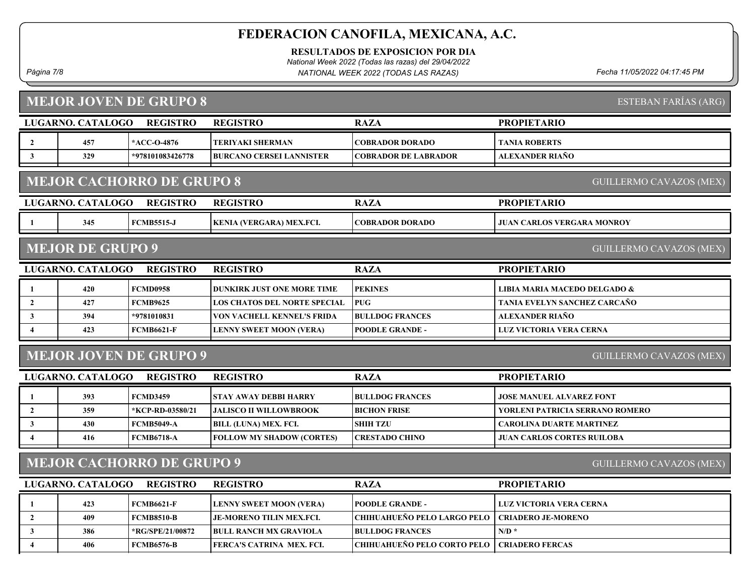# FEDERACION CANOFILA, MEXICANA, A.C.

**RESULTADOS DE EXPOSICION POR DIA**

*National Week 2022 (Todas las razas) del 29/04/2022*

*NATIONAL WEEK 2022 (TODAS LAS RAZAS)*

*Fecha 11/05/2022 04:17:45 PM*

## MEJOR JOVEN DE GRUPO 8

ESTEBAN FARÍAS (ARG)

| LUGAR | NO. CATALOGO | REGISTRO | REGISTRO | RAZA | PROPIETARIO |
|---|---|---|---|---|---|
| 2 | 457 | *ACC-O-4876 | TERIYAKI SHERMAN | COBRADOR DORADO | TANIA ROBERTS |
| 3 | 329 | *978101083426778 | BURCANO CERSEI LANNISTER | COBRADOR DE LABRADOR | ALEXANDER RIAÑO |

## MEJOR CACHORRO DE GRUPO 8

GUILLERMO CAVAZOS (MEX)

| LUGAR | NO. CATALOGO | REGISTRO | REGISTRO | RAZA | PROPIETARIO |
|---|---|---|---|---|---|
| 1 | 345 | FCMB5515-J | KENIA (VERGARA) MEX.FCI. | COBRADOR DORADO | JUAN CARLOS VERGARA MONROY |

## MEJOR DE GRUPO 9

GUILLERMO CAVAZOS (MEX)

| LUGAR | NO. CATALOGO | REGISTRO | REGISTRO | RAZA | PROPIETARIO |
|---|---|---|---|---|---|
| 1 | 420 | FCMD0958 | DUNKIRK JUST ONE MORE TIME | PEKINES | LIBIA MARIA MACEDO DELGADO & |
| 2 | 427 | FCMB9625 | LOS CHATOS DEL NORTE SPECIAL | PUG | TANIA EVELYN SANCHEZ CARCAÑO |
| 3 | 394 | *9781010831 | VON VACHELL KENNEL'S FRIDA | BULLDOG FRANCES | ALEXANDER RIAÑO |
| 4 | 423 | FCMB6621-F | LENNY SWEET MOON (VERA) | POODLE GRANDE - | LUZ VICTORIA VERA CERNA |

## MEJOR JOVEN DE GRUPO 9

GUILLERMO CAVAZOS (MEX)

| LUGAR | NO. CATALOGO | REGISTRO | REGISTRO | RAZA | PROPIETARIO |
|---|---|---|---|---|---|
| 1 | 393 | FCMD3459 | STAY AWAY DEBBI HARRY | BULLDOG FRANCES | JOSE MANUEL ALVAREZ FONT |
| 2 | 359 | *KCP-RD-03580/21 | JALISCO II WILLOWBROOK | BICHON FRISE | YORLENI PATRICIA SERRANO ROMERO |
| 3 | 430 | FCMB5049-A | BILL (LUNA) MEX. FCI. | SHIH TZU | CAROLINA DUARTE MARTINEZ |
| 4 | 416 | FCMB6718-A | FOLLOW MY SHADOW (CORTES) | CRESTADO CHINO | JUAN CARLOS CORTES RUILOBA |

## MEJOR CACHORRO DE GRUPO 9

GUILLERMO CAVAZOS (MEX)

| LUGAR | NO. CATALOGO | REGISTRO | REGISTRO | RAZA | PROPIETARIO |
|---|---|---|---|---|---|
| 1 | 423 | FCMB6621-F | LENNY SWEET MOON (VERA) | POODLE GRANDE - | LUZ VICTORIA VERA CERNA |
| 2 | 409 | FCMB8510-B | JE-MORENO TILIN MEX.FCI. | CHIHUAHUEÑO PELO LARGO PELO | CRIADERO JE-MORENO |
| 3 | 386 | *RG/SPE/21/00872 | BULL RANCH MX GRAVIOLA | BULLDOG FRANCES | N/D * |
| 4 | 406 | FCMB6576-B | FERCA'S CATRINA MEX. FCI. | CHIHUAHUEÑO PELO CORTO PELO | CRIADERO FERCAS |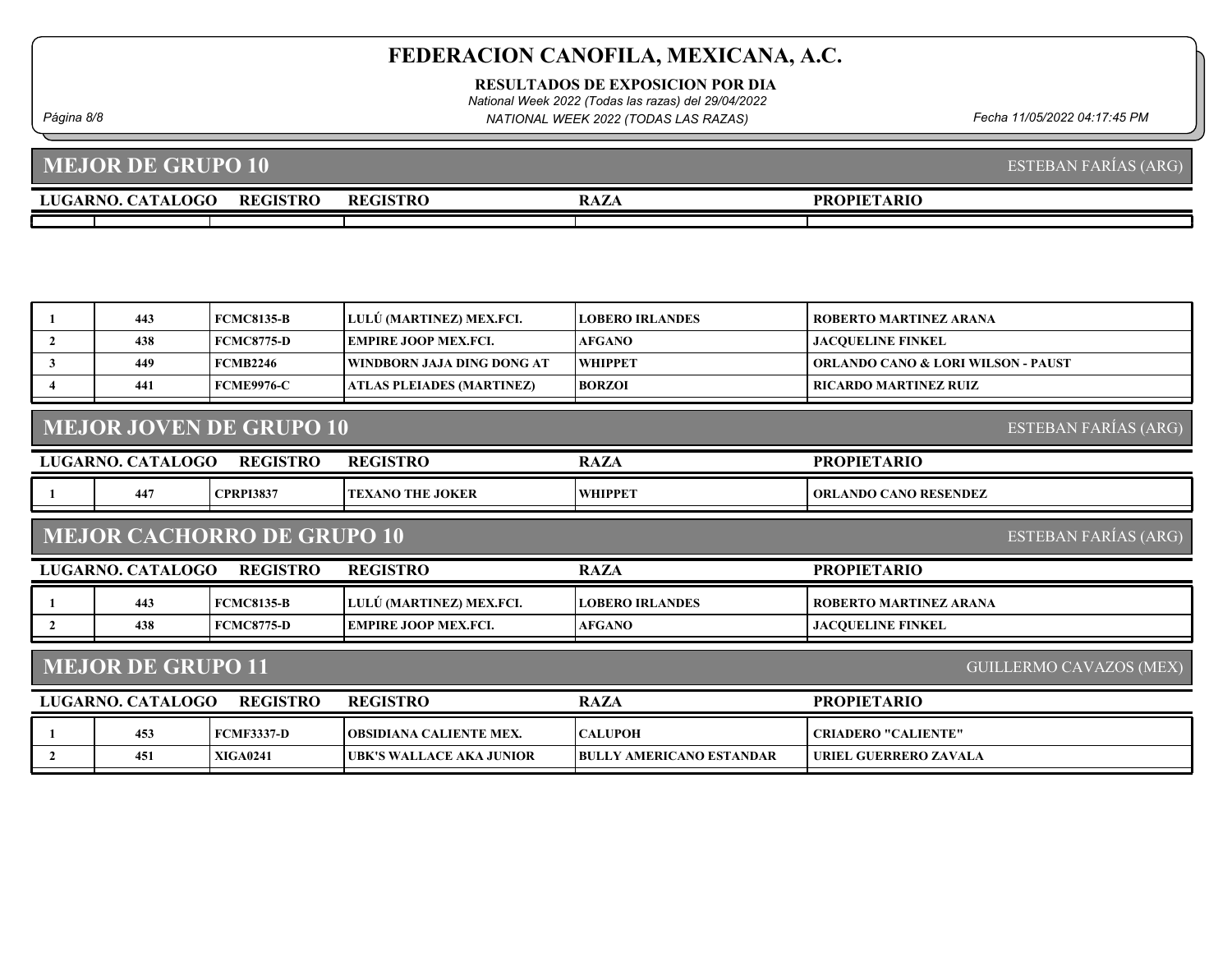# FEDERACION CANOFILA, MEXICANA, A.C.

**RESULTADOS DE EXPOSICION POR DIA**

*National Week 2022 (Todas las razas) del 29/04/2022*

*NATIONAL WEEK 2022 (TODAS LAS RAZAS)*

*Fecha 11/05/2022 04:17:45 PM*

## MEJOR DE GRUPO 10

ESTEBAN FARÍAS (ARG)

| LUGAR | NO. CATALOGO | REGISTRO | REGISTRO | RAZA | PROPIETARIO |
|---|---|---|---|---|---|
| 1 | 443 | FCMC8135-B | LULÚ (MARTINEZ) MEX.FCI. | LOBERO IRLANDES | ROBERTO MARTINEZ ARANA |
| 2 | 438 | FCMC8775-D | EMPIRE JOOP MEX.FCI. | AFGANO | JACQUELINE FINKEL |
| 3 | 449 | FCMB2246 | WINDBORN JAJA DING DONG AT | WHIPPET | ORLANDO CANO & LORI WILSON - PAUST |
| 4 | 441 | FCME9976-C | ATLAS PLEIADES (MARTINEZ) | BORZOI | RICARDO MARTINEZ RUIZ |

## MEJOR JOVEN DE GRUPO 10

ESTEBAN FARÍAS (ARG)

| LUGAR | NO. CATALOGO | REGISTRO | REGISTRO | RAZA | PROPIETARIO |
|---|---|---|---|---|---|
| 1 | 447 | CPRPI3837 | TEXANO THE JOKER | WHIPPET | ORLANDO CANO RESENDEZ |

## MEJOR CACHORRO DE GRUPO 10

ESTEBAN FARÍAS (ARG)

| LUGAR | NO. CATALOGO | REGISTRO | REGISTRO | RAZA | PROPIETARIO |
|---|---|---|---|---|---|
| 1 | 443 | FCMC8135-B | LULÚ (MARTINEZ) MEX.FCI. | LOBERO IRLANDES | ROBERTO MARTINEZ ARANA |
| 2 | 438 | FCMC8775-D | EMPIRE JOOP MEX.FCI. | AFGANO | JACQUELINE FINKEL |

## MEJOR DE GRUPO 11

GUILLERMO CAVAZOS (MEX)

| LUGAR | NO. CATALOGO | REGISTRO | REGISTRO | RAZA | PROPIETARIO |
|---|---|---|---|---|---|
| 1 | 453 | FCMF3337-D | OBSIDIANA CALIENTE MEX. | CALUPOH | CRIADERO "CALIENTE" |
| 2 | 451 | XIGA0241 | UBK'S WALLACE AKA JUNIOR | BULLY AMERICANO ESTANDAR | URIEL GUERRERO ZAVALA |